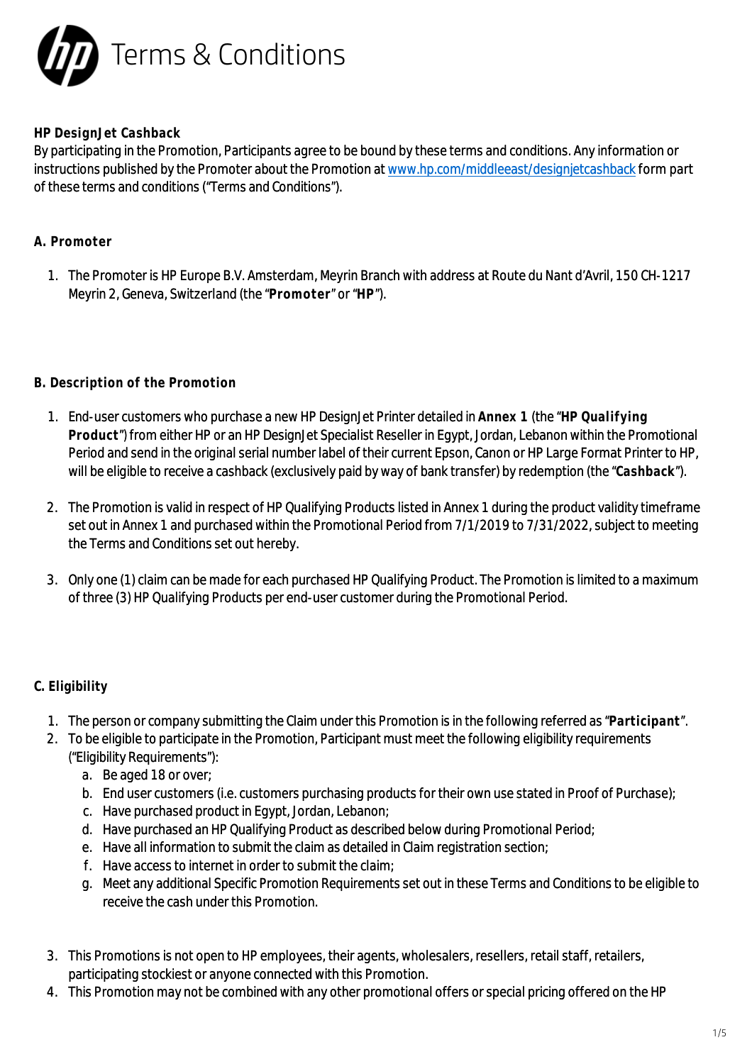# Terms & Conditions

**HP DesignJet Cashback**

By participating in the Promotion, Participants agree to be bound by these terms and conditions. Any information or instructions published by the Promoter about the Promotion at www.hp.com/middleeast/designjetcashback form part of these terms and conditions ("Terms and Conditions").

## A. Promoter

1. The Promoter is HP Europe B.V. Amsterdam, Meyrin Branch with address at Route du Nant d'Avril, 150 CH-1217 Meyrin 2, Geneva, Switzerland (the "**Promoter**" or "**HP**").

## B. Description of the Promotion

1. End-user customers who purchase a new HP DesignJet Printer detailed in **Annex 1** (the "**HP Qualifying Product**") from either HP or an HP DesignJet Specialist Reseller in Egypt, Jordan, Lebanon within the Promotional Period and send in the original serial number label of their current Epson, Canon or HP Large Format Printer to HP, will be eligible to receive a cashback (exclusively paid by way of bank transfer) by redemption (the "**Cashback**").

2. The Promotion is valid in respect of HP Qualifying Products listed in Annex 1 during the product validity timeframe set out in Annex 1 and purchased within the Promotional Period from 7/1/2019 to 7/31/2022, subject to meeting the Terms and Conditions set out hereby.

3. Only one (1) claim can be made for each purchased HP Qualifying Product. The Promotion is limited to a maximum of three (3) HP Qualifying Products per end-user customer during the Promotional Period.

## C. Eligibility

1. The person or company submitting the Claim under this Promotion is in the following referred as "**Participant**".
2. To be eligible to participate in the Promotion, Participant must meet the following eligibility requirements ("Eligibility Requirements"):
   a. Be aged 18 or over;
   b. End user customers (i.e. customers purchasing products for their own use stated in Proof of Purchase);
   c. Have purchased product in Egypt, Jordan, Lebanon;
   d. Have purchased an HP Qualifying Product as described below during Promotional Period;
   e. Have all information to submit the claim as detailed in Claim registration section;
   f. Have access to internet in order to submit the claim;
   g. Meet any additional Specific Promotion Requirements set out in these Terms and Conditions to be eligible to receive the cash under this Promotion.

3. This Promotions is not open to HP employees, their agents, wholesalers, resellers, retail staff, retailers, participating stockiest or anyone connected with this Promotion.
4. This Promotion may not be combined with any other promotional offers or special pricing offered on the HP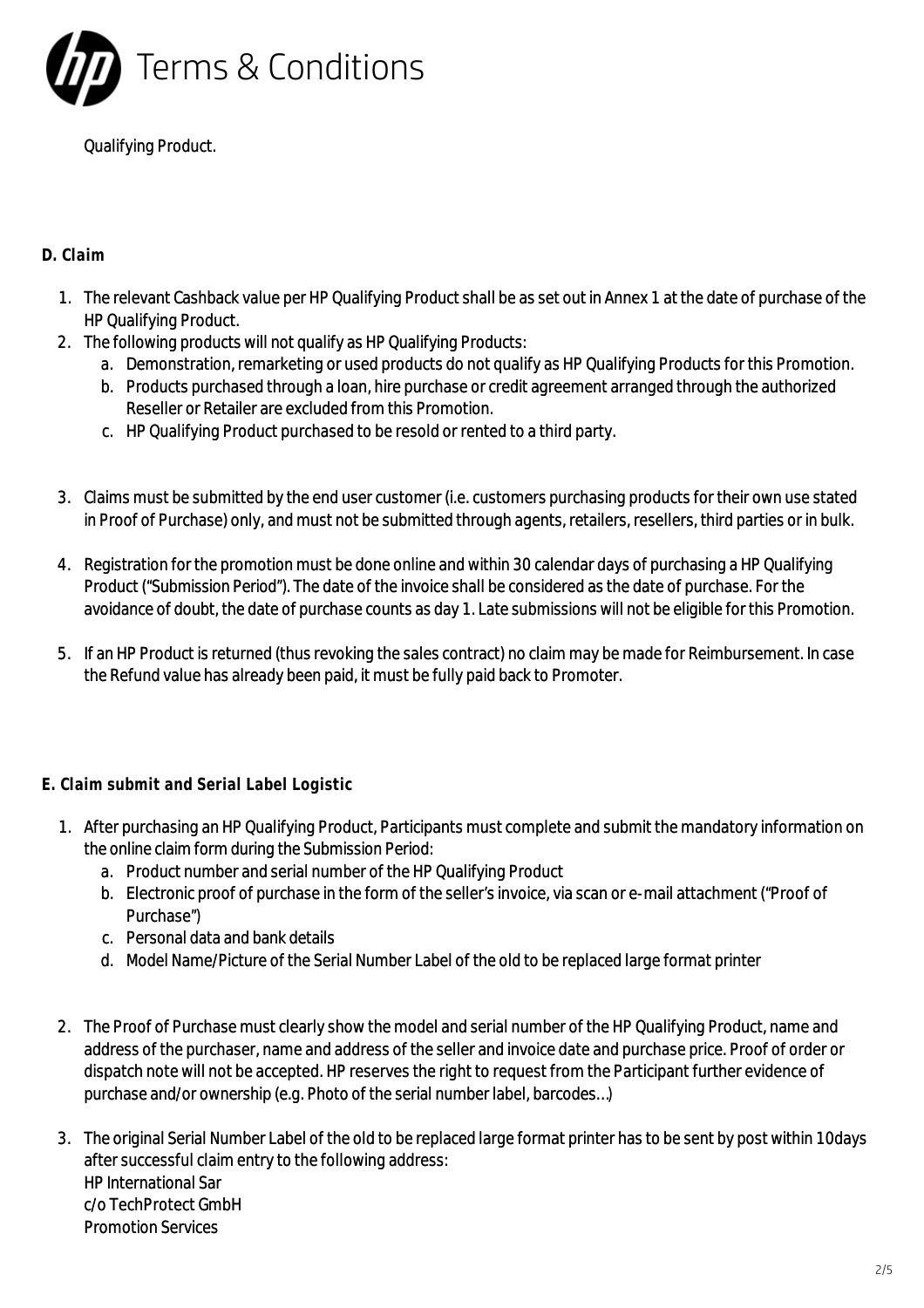Qualifying Product.

**D. Claim**

1. The relevant Cashback value per HP Qualifying Product shall be as set out in Annex 1 at the date of purchase of the HP Qualifying Product.
2. The following products will not qualify as HP Qualifying Products:
    a. Demonstration, remarketing or used products do not qualify as HP Qualifying Products for this Promotion.
    b. Products purchased through a loan, hire purchase or credit agreement arranged through the authorized Reseller or Retailer are excluded from this Promotion.
    c. HP Qualifying Product purchased to be resold or rented to a third party.
3. Claims must be submitted by the end user customer (i.e. customers purchasing products for their own use stated in Proof of Purchase) only, and must not be submitted through agents, retailers, resellers, third parties or in bulk.
4. Registration for the promotion must be done online and within 30 calendar days of purchasing a HP Qualifying Product ("Submission Period"). The date of the invoice shall be considered as the date of purchase. For the avoidance of doubt, the date of purchase counts as day 1. Late submissions will not be eligible for this Promotion.
5. If an HP Product is returned (thus revoking the sales contract) no claim may be made for Reimbursement. In case the Refund value has already been paid, it must be fully paid back to Promoter.

**E. Claim submit and Serial Label Logistic**

1. After purchasing an HP Qualifying Product, Participants must complete and submit the mandatory information on the online claim form during the Submission Period:
    a. Product number and serial number of the HP Qualifying Product
    b. Electronic proof of purchase in the form of the seller's invoice, via scan or e-mail attachment ("Proof of Purchase")
    c. Personal data and bank details
    d. Model Name/Picture of the Serial Number Label of the old to be replaced large format printer
2. The Proof of Purchase must clearly show the model and serial number of the HP Qualifying Product, name and address of the purchaser, name and address of the seller and invoice date and purchase price. Proof of order or dispatch note will not be accepted. HP reserves the right to request from the Participant further evidence of purchase and/or ownership (e.g. Photo of the serial number label, barcodes…)
3. The original Serial Number Label of the old to be replaced large format printer has to be sent by post within 10days after successful claim entry to the following address:
   HP International Sar
   c/o TechProtect GmbH
   Promotion Services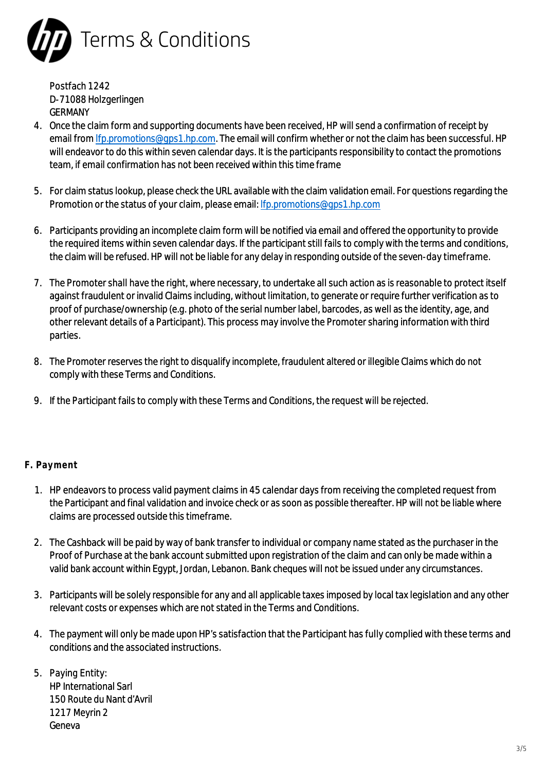Postfach 1242
D-71088 Holzgerlingen
GERMANY

4. Once the claim form and supporting documents have been received, HP will send a confirmation of receipt by email from lfp.promotions@gps1.hp.com. The email will confirm whether or not the claim has been successful. HP will endeavor to do this within seven calendar days. It is the participants responsibility to contact the promotions team, if email confirmation has not been received within this time frame

5. For claim status lookup, please check the URL available with the claim validation email. For questions regarding the Promotion or the status of your claim, please email: lfp.promotions@gps1.hp.com

6. Participants providing an incomplete claim form will be notified via email and offered the opportunity to provide the required items within seven calendar days. If the participant still fails to comply with the terms and conditions, the claim will be refused. HP will not be liable for any delay in responding outside of the seven-day timeframe.

7. The Promoter shall have the right, where necessary, to undertake all such action as is reasonable to protect itself against fraudulent or invalid Claims including, without limitation, to generate or require further verification as to proof of purchase/ownership (e.g. photo of the serial number label, barcodes, as well as the identity, age, and other relevant details of a Participant). This process may involve the Promoter sharing information with third parties.

8. The Promoter reserves the right to disqualify incomplete, fraudulent altered or illegible Claims which do not comply with these Terms and Conditions.

9. If the Participant fails to comply with these Terms and Conditions, the request will be rejected.

**F. Payment**

1. HP endeavors to process valid payment claims in 45 calendar days from receiving the completed request from the Participant and final validation and invoice check or as soon as possible thereafter. HP will not be liable where claims are processed outside this timeframe.

2. The Cashback will be paid by way of bank transfer to individual or company name stated as the purchaser in the Proof of Purchase at the bank account submitted upon registration of the claim and can only be made within a valid bank account within Egypt, Jordan, Lebanon. Bank cheques will not be issued under any circumstances.

3. Participants will be solely responsible for any and all applicable taxes imposed by local tax legislation and any other relevant costs or expenses which are not stated in the Terms and Conditions.

4. The payment will only be made upon HP's satisfaction that the Participant has fully complied with these terms and conditions and the associated instructions.

5. Paying Entity:
   HP International Sarl
   150 Route du Nant d'Avril
   1217 Meyrin 2
   Geneva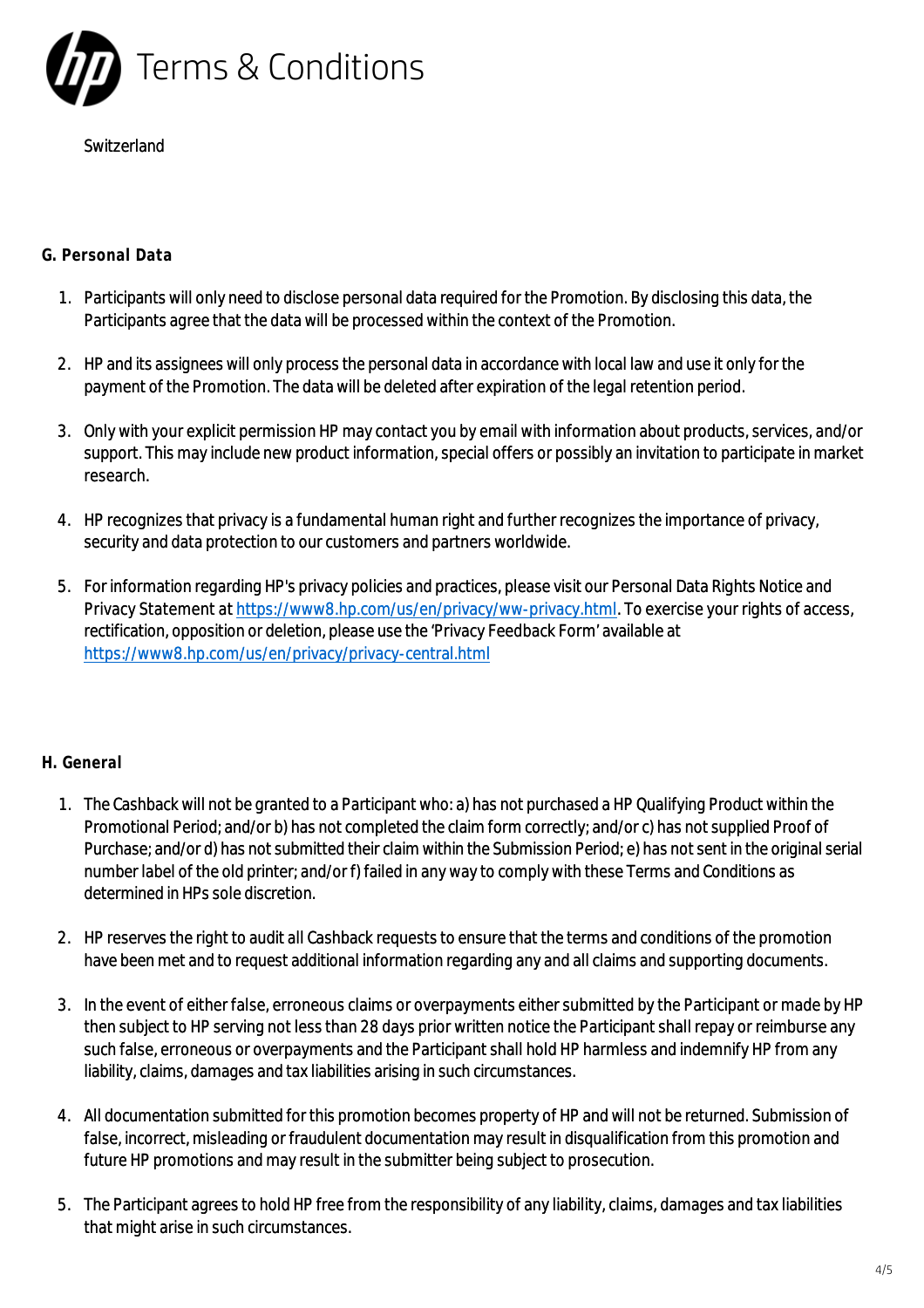# Terms & Conditions

Switzerland

**G. Personal Data**

1. Participants will only need to disclose personal data required for the Promotion. By disclosing this data, the Participants agree that the data will be processed within the context of the Promotion.

2. HP and its assignees will only process the personal data in accordance with local law and use it only for the payment of the Promotion. The data will be deleted after expiration of the legal retention period.

3. Only with your explicit permission HP may contact you by email with information about products, services, and/or support. This may include new product information, special offers or possibly an invitation to participate in market research.

4. HP recognizes that privacy is a fundamental human right and further recognizes the importance of privacy, security and data protection to our customers and partners worldwide.

5. For information regarding HP's privacy policies and practices, please visit our Personal Data Rights Notice and Privacy Statement at https://www8.hp.com/us/en/privacy/ww-privacy.html. To exercise your rights of access, rectification, opposition or deletion, please use the 'Privacy Feedback Form' available at https://www8.hp.com/us/en/privacy/privacy-central.html

**H. General**

1. The Cashback will not be granted to a Participant who: a) has not purchased a HP Qualifying Product within the Promotional Period; and/or b) has not completed the claim form correctly; and/or c) has not supplied Proof of Purchase; and/or d) has not submitted their claim within the Submission Period; e) has not sent in the original serial number label of the old printer; and/or f) failed in any way to comply with these Terms and Conditions as determined in HPs sole discretion.

2. HP reserves the right to audit all Cashback requests to ensure that the terms and conditions of the promotion have been met and to request additional information regarding any and all claims and supporting documents.

3. In the event of either false, erroneous claims or overpayments either submitted by the Participant or made by HP then subject to HP serving not less than 28 days prior written notice the Participant shall repay or reimburse any such false, erroneous or overpayments and the Participant shall hold HP harmless and indemnify HP from any liability, claims, damages and tax liabilities arising in such circumstances.

4. All documentation submitted for this promotion becomes property of HP and will not be returned. Submission of false, incorrect, misleading or fraudulent documentation may result in disqualification from this promotion and future HP promotions and may result in the submitter being subject to prosecution.

5. The Participant agrees to hold HP free from the responsibility of any liability, claims, damages and tax liabilities that might arise in such circumstances.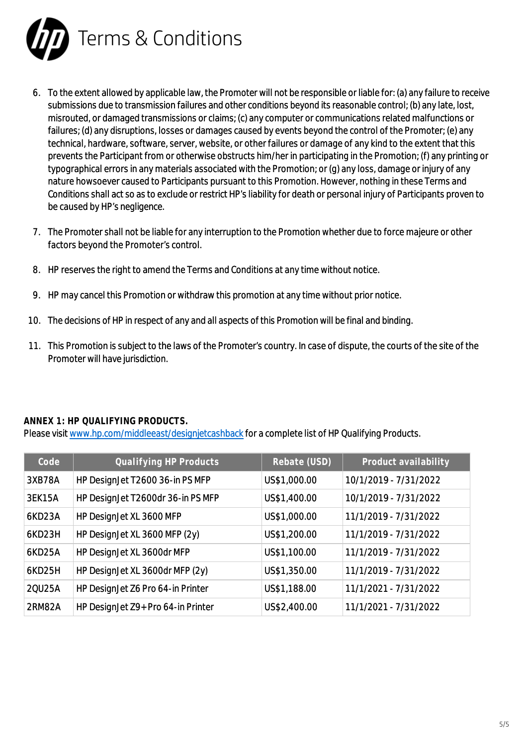# Terms & Conditions

6. To the extent allowed by applicable law, the Promoter will not be responsible or liable for: (a) any failure to receive submissions due to transmission failures and other conditions beyond its reasonable control; (b) any late, lost, misrouted, or damaged transmissions or claims; (c) any computer or communications related malfunctions or failures; (d) any disruptions, losses or damages caused by events beyond the control of the Promoter; (e) any technical, hardware, software, server, website, or other failures or damage of any kind to the extent that this prevents the Participant from or otherwise obstructs him/her in participating in the Promotion; (f) any printing or typographical errors in any materials associated with the Promotion; or (g) any loss, damage or injury of any nature howsoever caused to Participants pursuant to this Promotion. However, nothing in these Terms and Conditions shall act so as to exclude or restrict HP's liability for death or personal injury of Participants proven to be caused by HP's negligence.

7. The Promoter shall not be liable for any interruption to the Promotion whether due to force majeure or other factors beyond the Promoter's control.

8. HP reserves the right to amend the Terms and Conditions at any time without notice.

9. HP may cancel this Promotion or withdraw this promotion at any time without prior notice.

10. The decisions of HP in respect of any and all aspects of this Promotion will be final and binding.

11. This Promotion is subject to the laws of the Promoter's country. In case of dispute, the courts of the site of the Promoter will have jurisdiction.

**ANNEX 1: HP QUALIFYING PRODUCTS.**
Please visit www.hp.com/middleeast/designjetcashback for a complete list of HP Qualifying Products.

| Code | Qualifying HP Products | Rebate (USD) | Product availability |
|---|---|---|---|
| 3XB78A | HP DesignJet T2600 36-in PS MFP | US$1,000.00 | 10/1/2019 - 7/31/2022 |
| 3EK15A | HP DesignJet T2600dr 36-in PS MFP | US$1,400.00 | 10/1/2019 - 7/31/2022 |
| 6KD23A | HP DesignJet XL 3600 MFP | US$1,000.00 | 11/1/2019 - 7/31/2022 |
| 6KD23H | HP DesignJet XL 3600 MFP (2y) | US$1,200.00 | 11/1/2019 - 7/31/2022 |
| 6KD25A | HP DesignJet XL 3600dr MFP | US$1,100.00 | 11/1/2019 - 7/31/2022 |
| 6KD25H | HP DesignJet XL 3600dr MFP (2y) | US$1,350.00 | 11/1/2019 - 7/31/2022 |
| 2QU25A | HP DesignJet Z6 Pro 64-in Printer | US$1,188.00 | 11/1/2021 - 7/31/2022 |
| 2RM82A | HP DesignJet Z9+ Pro 64-in Printer | US$2,400.00 | 11/1/2021 - 7/31/2022 |